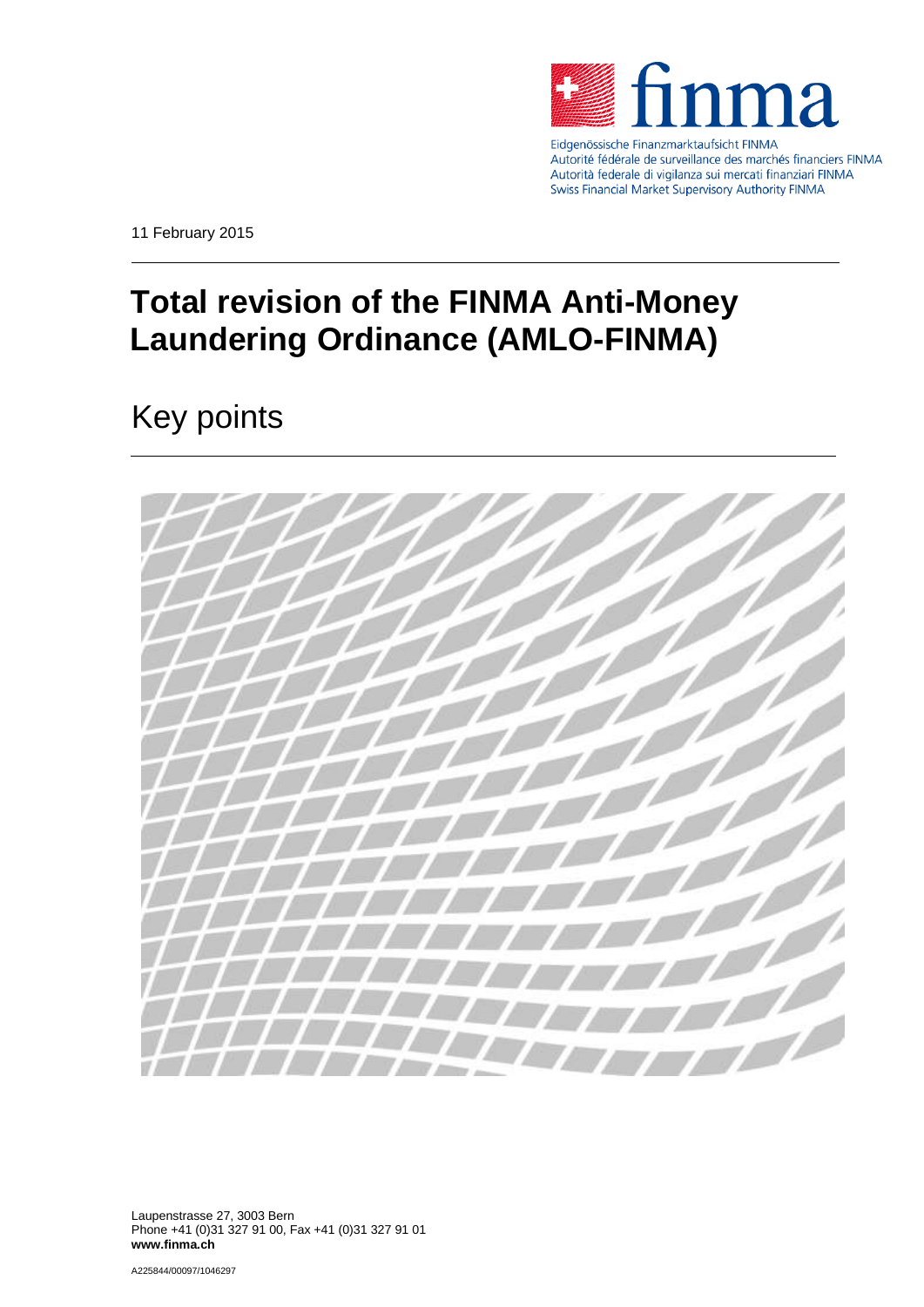finma

Eidgenössische Finanzmarktaufsicht FINMA
Autorité fédérale de surveillance des marchés financiers FINMA
Autorità federale di vigilanza sui mercati finanziari FINMA
Swiss Financial Market Supervisory Authority FINMA

11 February 2015

# Total revision of the FINMA Anti-Money Laundering Ordinance (AMLO-FINMA)

## Key points

Laupenstrasse 27, 3003 Bern
Phone +41 (0)31 327 91 00, Fax +41 (0)31 327 91 01
**www.finma.ch**

A225844/00097/1046297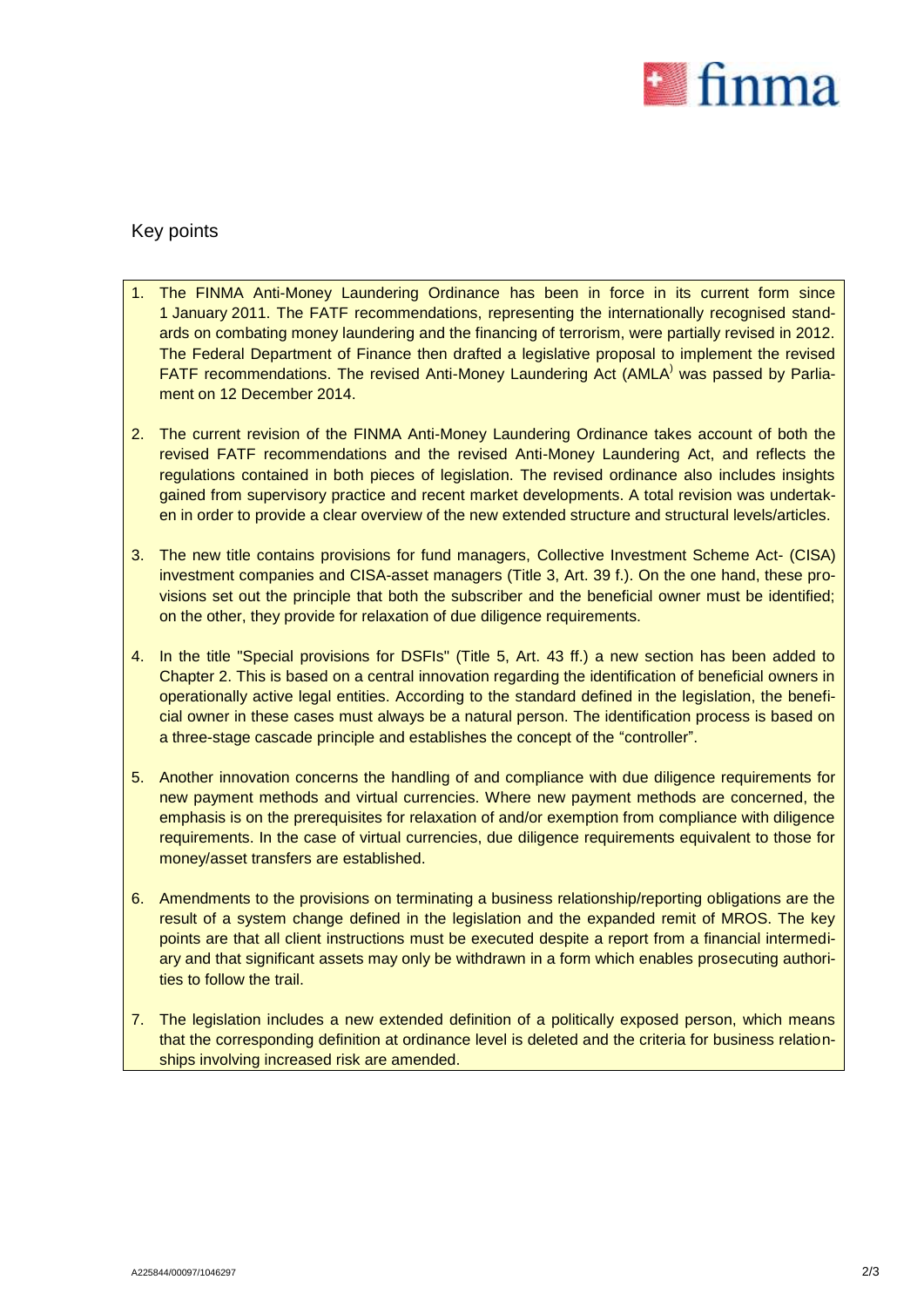## Key points

1. The FINMA Anti-Money Laundering Ordinance has been in force in its current form since 1 January 2011. The FATF recommendations, representing the internationally recognised standards on combating money laundering and the financing of terrorism, were partially revised in 2012. The Federal Department of Finance then drafted a legislative proposal to implement the revised FATF recommendations. The revised Anti-Money Laundering Act (AMLA) was passed by Parliament on 12 December 2014.

2. The current revision of the FINMA Anti-Money Laundering Ordinance takes account of both the revised FATF recommendations and the revised Anti-Money Laundering Act, and reflects the regulations contained in both pieces of legislation. The revised ordinance also includes insights gained from supervisory practice and recent market developments. A total revision was undertaken in order to provide a clear overview of the new extended structure and structural levels/articles.

3. The new title contains provisions for fund managers, Collective Investment Scheme Act- (CISA) investment companies and CISA-asset managers (Title 3, Art. 39 f.). On the one hand, these provisions set out the principle that both the subscriber and the beneficial owner must be identified; on the other, they provide for relaxation of due diligence requirements.

4. In the title "Special provisions for DSFIs" (Title 5, Art. 43 ff.) a new section has been added to Chapter 2. This is based on a central innovation regarding the identification of beneficial owners in operationally active legal entities. According to the standard defined in the legislation, the beneficial owner in these cases must always be a natural person. The identification process is based on a three-stage cascade principle and establishes the concept of the "controller".

5. Another innovation concerns the handling of and compliance with due diligence requirements for new payment methods and virtual currencies. Where new payment methods are concerned, the emphasis is on the prerequisites for relaxation of and/or exemption from compliance with diligence requirements. In the case of virtual currencies, due diligence requirements equivalent to those for money/asset transfers are established.

6. Amendments to the provisions on terminating a business relationship/reporting obligations are the result of a system change defined in the legislation and the expanded remit of MROS. The key points are that all client instructions must be executed despite a report from a financial intermediary and that significant assets may only be withdrawn in a form which enables prosecuting authorities to follow the trail.

7. The legislation includes a new extended definition of a politically exposed person, which means that the corresponding definition at ordinance level is deleted and the criteria for business relationships involving increased risk are amended.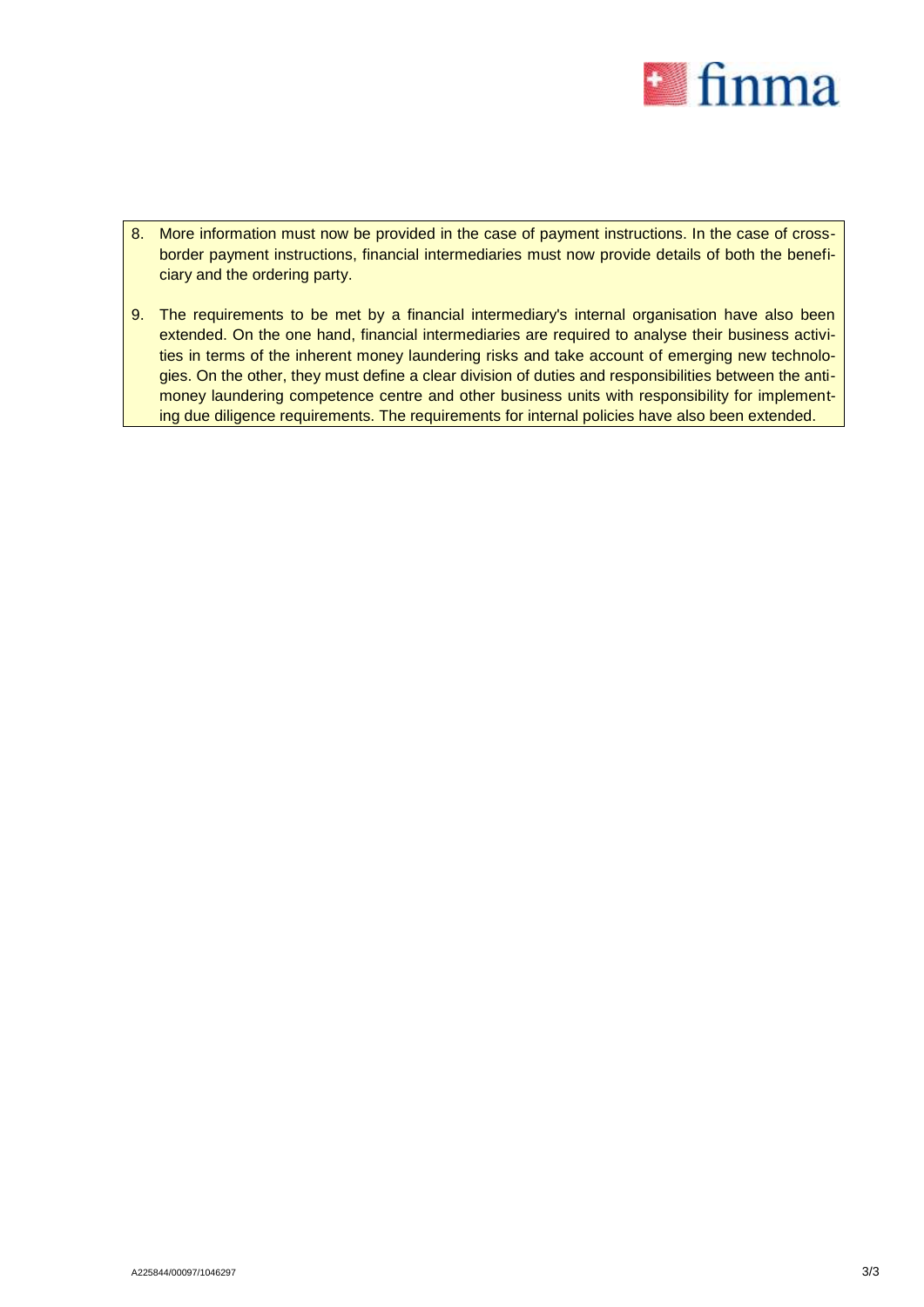8. More information must now be provided in the case of payment instructions. In the case of cross-border payment instructions, financial intermediaries must now provide details of both the beneficiary and the ordering party.

9. The requirements to be met by a financial intermediary's internal organisation have also been extended. On the one hand, financial intermediaries are required to analyse their business activities in terms of the inherent money laundering risks and take account of emerging new technologies. On the other, they must define a clear division of duties and responsibilities between the anti-money laundering competence centre and other business units with responsibility for implementing due diligence requirements. The requirements for internal policies have also been extended.

A225844/00097/1046297